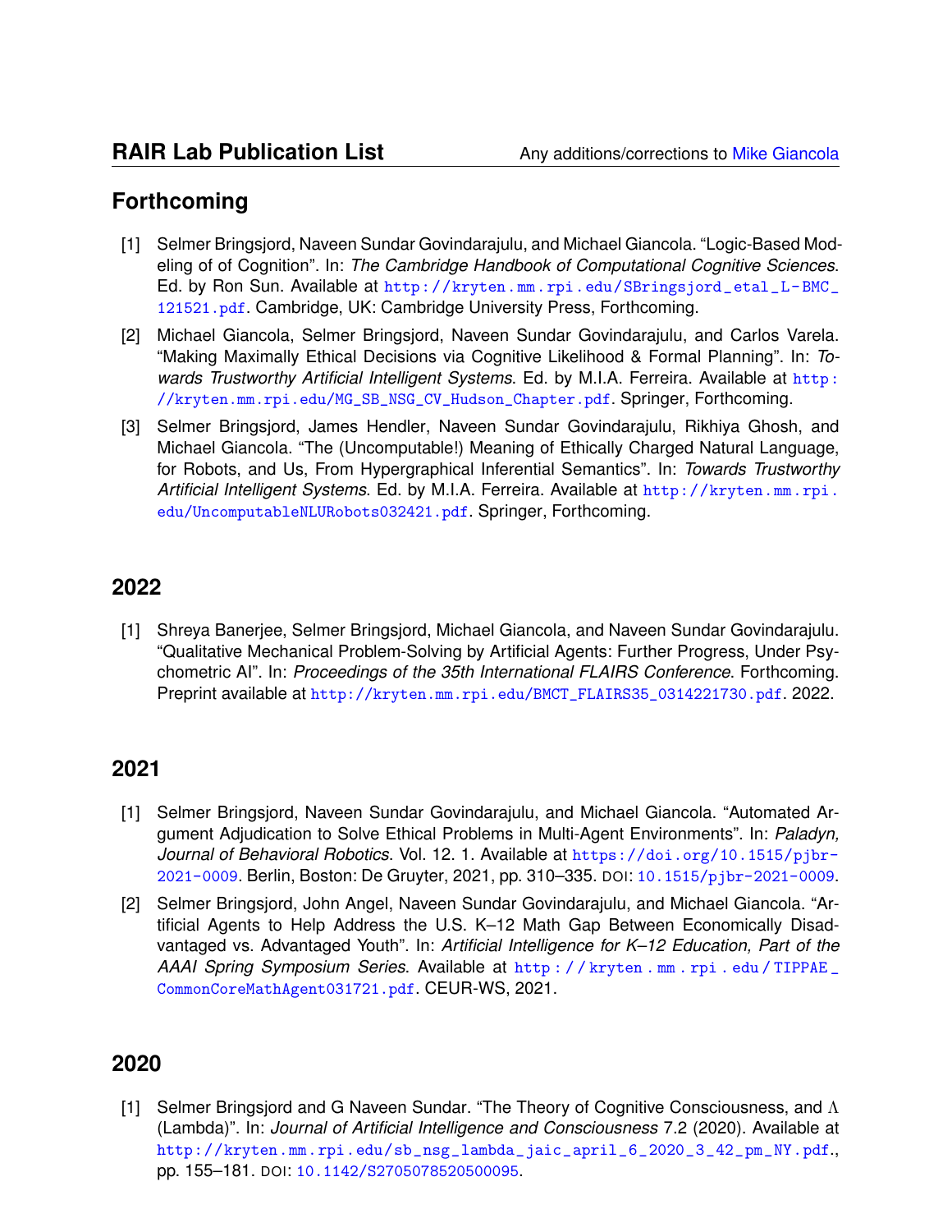# RAIR Lab Publication List

Any additions/corrections to Mike Giancola

## Forthcoming

[1] Selmer Bringsjord, Naveen Sundar Govindarajulu, and Michael Giancola. "Logic-Based Modeling of of Cognition". In: *The Cambridge Handbook of Computational Cognitive Sciences*. Ed. by Ron Sun. Available at http://kryten.mm.rpi.edu/SBringsjord_etal_L-BMC_121521.pdf. Cambridge, UK: Cambridge University Press, Forthcoming.

[2] Michael Giancola, Selmer Bringsjord, Naveen Sundar Govindarajulu, and Carlos Varela. "Making Maximally Ethical Decisions via Cognitive Likelihood & Formal Planning". In: *Towards Trustworthy Artificial Intelligent Systems*. Ed. by M.I.A. Ferreira. Available at http://kryten.mm.rpi.edu/MG_SB_NSG_CV_Hudson_Chapter.pdf. Springer, Forthcoming.

[3] Selmer Bringsjord, James Hendler, Naveen Sundar Govindarajulu, Rikhiya Ghosh, and Michael Giancola. "The (Uncomputable!) Meaning of Ethically Charged Natural Language, for Robots, and Us, From Hypergraphical Inferential Semantics". In: *Towards Trustworthy Artificial Intelligent Systems*. Ed. by M.I.A. Ferreira. Available at http://kryten.mm.rpi.edu/UncomputableNLURobots032421.pdf. Springer, Forthcoming.

## 2022

[1] Shreya Banerjee, Selmer Bringsjord, Michael Giancola, and Naveen Sundar Govindarajulu. "Qualitative Mechanical Problem-Solving by Artificial Agents: Further Progress, Under Psychometric AI". In: *Proceedings of the 35th International FLAIRS Conference*. Forthcoming. Preprint available at http://kryten.mm.rpi.edu/BMCT_FLAIRS35_0314221730.pdf. 2022.

## 2021

[1] Selmer Bringsjord, Naveen Sundar Govindarajulu, and Michael Giancola. "Automated Argument Adjudication to Solve Ethical Problems in Multi-Agent Environments". In: *Paladyn, Journal of Behavioral Robotics*. Vol. 12. 1. Available at https://doi.org/10.1515/pjbr-2021-0009. Berlin, Boston: De Gruyter, 2021, pp. 310–335. DOI: 10.1515/pjbr-2021-0009.

[2] Selmer Bringsjord, John Angel, Naveen Sundar Govindarajulu, and Michael Giancola. "Artificial Agents to Help Address the U.S. K–12 Math Gap Between Economically Disadvantaged vs. Advantaged Youth". In: *Artificial Intelligence for K–12 Education, Part of the AAAI Spring Symposium Series*. Available at http://kryten.mm.rpi.edu/TIPPAE_CommonCoreMathAgent031721.pdf. CEUR-WS, 2021.

## 2020

[1] Selmer Bringsjord and G Naveen Sundar. "The Theory of Cognitive Consciousness, and $\Lambda$ (Lambda)". In: *Journal of Artificial Intelligence and Consciousness* 7.2 (2020). Available at http://kryten.mm.rpi.edu/sb_nsg_lambda_jaic_april_6_2020_3_42_pm_NY.pdf., pp. 155–181. DOI: 10.1142/S2705078520500095.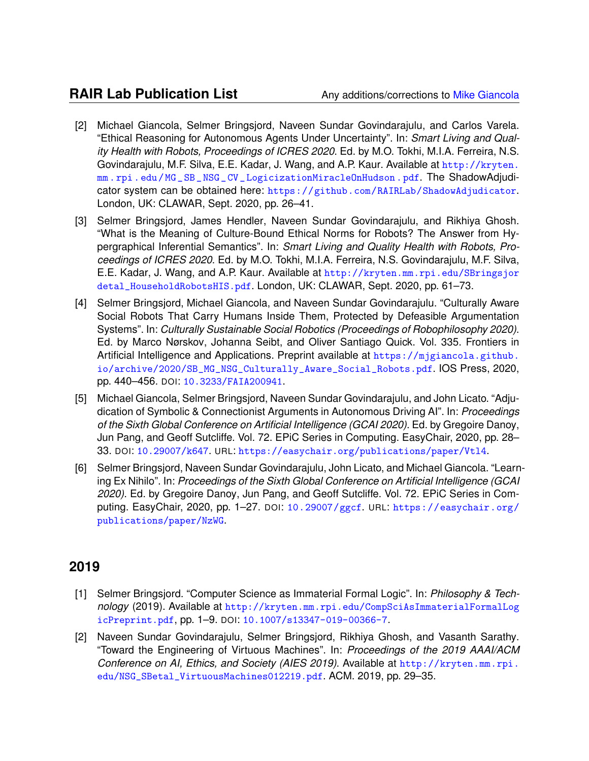[2] Michael Giancola, Selmer Bringsjord, Naveen Sundar Govindarajulu, and Carlos Varela. "Ethical Reasoning for Autonomous Agents Under Uncertainty". In: *Smart Living and Quality Health with Robots, Proceedings of ICRES 2020*. Ed. by M.O. Tokhi, M.I.A. Ferreira, N.S. Govindarajulu, M.F. Silva, E.E. Kadar, J. Wang, and A.P. Kaur. Available at http://kryten.mm.rpi.edu/MG_SB_NSG_CV_LogicizationMiracleOnHudson.pdf. The ShadowAdjudicator system can be obtained here: https://github.com/RAIRLab/ShadowAdjudicator. London, UK: CLAWAR, Sept. 2020, pp. 26–41.

[3] Selmer Bringsjord, James Hendler, Naveen Sundar Govindarajulu, and Rikhiya Ghosh. "What is the Meaning of Culture-Bound Ethical Norms for Robots? The Answer from Hypergraphical Inferential Semantics". In: *Smart Living and Quality Health with Robots, Proceedings of ICRES 2020*. Ed. by M.O. Tokhi, M.I.A. Ferreira, N.S. Govindarajulu, M.F. Silva, E.E. Kadar, J. Wang, and A.P. Kaur. Available at http://kryten.mm.rpi.edu/SBringsjordetal_HouseholdRobotsHIS.pdf. London, UK: CLAWAR, Sept. 2020, pp. 61–73.

[4] Selmer Bringsjord, Michael Giancola, and Naveen Sundar Govindarajulu. "Culturally Aware Social Robots That Carry Humans Inside Them, Protected by Defeasible Argumentation Systems". In: *Culturally Sustainable Social Robotics (Proceedings of Robophilosophy 2020)*. Ed. by Marco Nørskov, Johanna Seibt, and Oliver Santiago Quick. Vol. 335. Frontiers in Artificial Intelligence and Applications. Preprint available at https://mjgiancola.github.io/archive/2020/SB_MG_NSG_Culturally_Aware_Social_Robots.pdf. IOS Press, 2020, pp. 440–456. DOI: 10.3233/FAIA200941.

[5] Michael Giancola, Selmer Bringsjord, Naveen Sundar Govindarajulu, and John Licato. "Adjudication of Symbolic & Connectionist Arguments in Autonomous Driving AI". In: *Proceedings of the Sixth Global Conference on Artificial Intelligence (GCAI 2020)*. Ed. by Gregoire Danoy, Jun Pang, and Geoff Sutcliffe. Vol. 72. EPiC Series in Computing. EasyChair, 2020, pp. 28–33. DOI: 10.29007/k647. URL: https://easychair.org/publications/paper/Vtl4.

[6] Selmer Bringsjord, Naveen Sundar Govindarajulu, John Licato, and Michael Giancola. "Learning Ex Nihilo". In: *Proceedings of the Sixth Global Conference on Artificial Intelligence (GCAI 2020)*. Ed. by Gregoire Danoy, Jun Pang, and Geoff Sutcliffe. Vol. 72. EPiC Series in Computing. EasyChair, 2020, pp. 1–27. DOI: 10.29007/ggcf. URL: https://easychair.org/publications/paper/NzWG.

## 2019

[1] Selmer Bringsjord. "Computer Science as Immaterial Formal Logic". In: *Philosophy & Technology* (2019). Available at http://kryten.mm.rpi.edu/CompSciAsImmaterialFormalLogicPreprint.pdf, pp. 1–9. DOI: 10.1007/s13347-019-00366-7.

[2] Naveen Sundar Govindarajulu, Selmer Bringsjord, Rikhiya Ghosh, and Vasanth Sarathy. "Toward the Engineering of Virtuous Machines". In: *Proceedings of the 2019 AAAI/ACM Conference on AI, Ethics, and Society (AIES 2019)*. Available at http://kryten.mm.rpi.edu/NSG_SBetal_VirtuousMachines012219.pdf. ACM. 2019, pp. 29–35.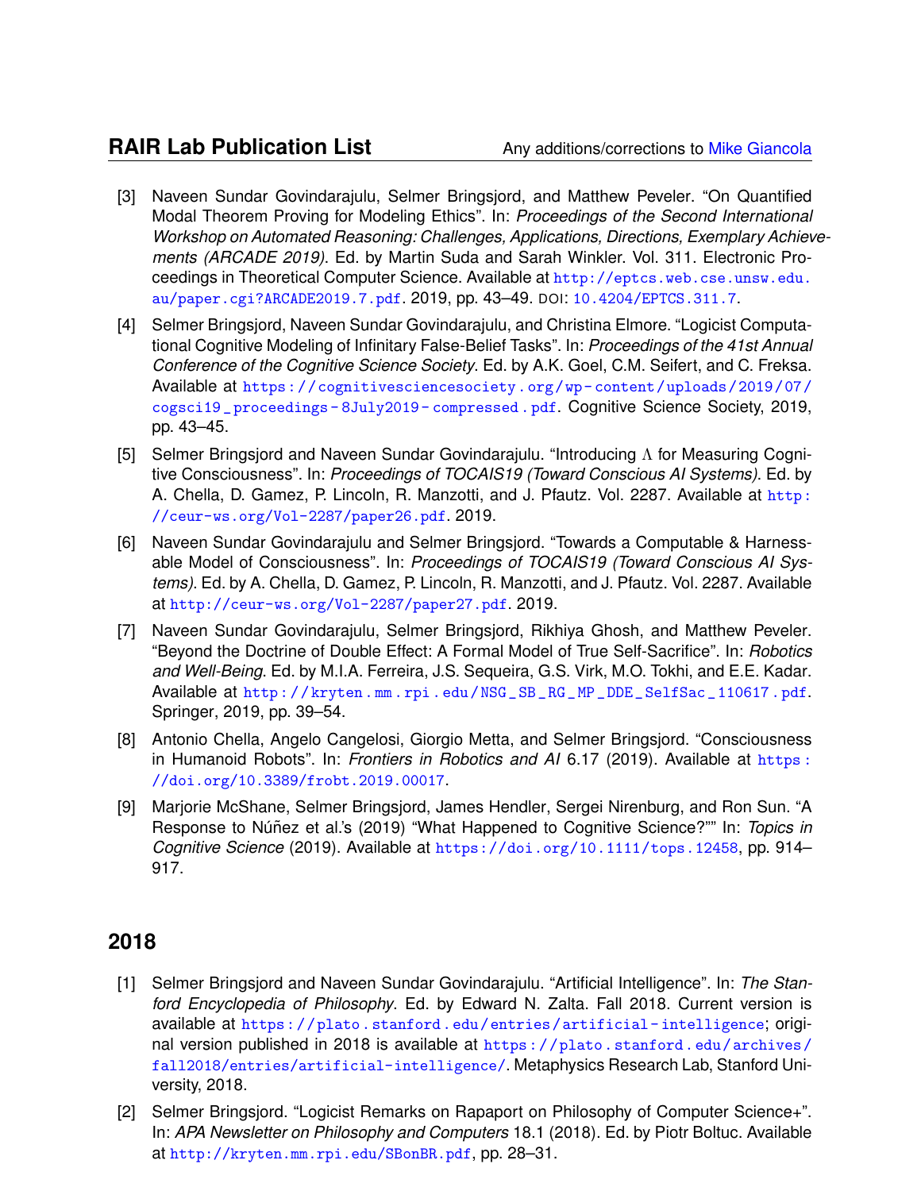[3] Naveen Sundar Govindarajulu, Selmer Bringsjord, and Matthew Peveler. "On Quantified Modal Theorem Proving for Modeling Ethics". In: *Proceedings of the Second International Workshop on Automated Reasoning: Challenges, Applications, Directions, Exemplary Achievements (ARCADE 2019)*. Ed. by Martin Suda and Sarah Winkler. Vol. 311. Electronic Proceedings in Theoretical Computer Science. Available at http://eptcs.web.cse.unsw.edu.au/paper.cgi?ARCADE2019.7.pdf. 2019, pp. 43–49. DOI: 10.4204/EPTCS.311.7.

[4] Selmer Bringsjord, Naveen Sundar Govindarajulu, and Christina Elmore. "Logicist Computational Cognitive Modeling of Infinitary False-Belief Tasks". In: *Proceedings of the 41st Annual Conference of the Cognitive Science Society*. Ed. by A.K. Goel, C.M. Seifert, and C. Freksa. Available at https://cognitivesciencesociety.org/wp-content/uploads/2019/07/cogsci19_proceedings-8July2019-compressed.pdf. Cognitive Science Society, 2019, pp. 43–45.

[5] Selmer Bringsjord and Naveen Sundar Govindarajulu. "Introducing $\Lambda$ for Measuring Cognitive Consciousness". In: *Proceedings of TOCAIS19 (Toward Conscious AI Systems)*. Ed. by A. Chella, D. Gamez, P. Lincoln, R. Manzotti, and J. Pfautz. Vol. 2287. Available at http://ceur-ws.org/Vol-2287/paper26.pdf. 2019.

[6] Naveen Sundar Govindarajulu and Selmer Bringsjord. "Towards a Computable & Harnessable Model of Consciousness". In: *Proceedings of TOCAIS19 (Toward Conscious AI Systems)*. Ed. by A. Chella, D. Gamez, P. Lincoln, R. Manzotti, and J. Pfautz. Vol. 2287. Available at http://ceur-ws.org/Vol-2287/paper27.pdf. 2019.

[7] Naveen Sundar Govindarajulu, Selmer Bringsjord, Rikhiya Ghosh, and Matthew Peveler. "Beyond the Doctrine of Double Effect: A Formal Model of True Self-Sacrifice". In: *Robotics and Well-Being*. Ed. by M.I.A. Ferreira, J.S. Sequeira, G.S. Virk, M.O. Tokhi, and E.E. Kadar. Available at http://kryten.mm.rpi.edu/NSG_SB_RG_MP_DDE_SelfSac_110617.pdf. Springer, 2019, pp. 39–54.

[8] Antonio Chella, Angelo Cangelosi, Giorgio Metta, and Selmer Bringsjord. "Consciousness in Humanoid Robots". In: *Frontiers in Robotics and AI* 6.17 (2019). Available at https://doi.org/10.3389/frobt.2019.00017.

[9] Marjorie McShane, Selmer Bringsjord, James Hendler, Sergei Nirenburg, and Ron Sun. "A Response to Núñez et al.'s (2019) "What Happened to Cognitive Science?"" In: *Topics in Cognitive Science* (2019). Available at https://doi.org/10.1111/tops.12458, pp. 914–917.

## 2018

[1] Selmer Bringsjord and Naveen Sundar Govindarajulu. "Artificial Intelligence". In: *The Stanford Encyclopedia of Philosophy*. Ed. by Edward N. Zalta. Fall 2018. Current version is available at https://plato.stanford.edu/entries/artificial-intelligence; original version published in 2018 is available at https://plato.stanford.edu/archives/fall2018/entries/artificial-intelligence/. Metaphysics Research Lab, Stanford University, 2018.

[2] Selmer Bringsjord. "Logicist Remarks on Rapaport on Philosophy of Computer Science+". In: *APA Newsletter on Philosophy and Computers* 18.1 (2018). Ed. by Piotr Boltuc. Available at http://kryten.mm.rpi.edu/SBonBR.pdf, pp. 28–31.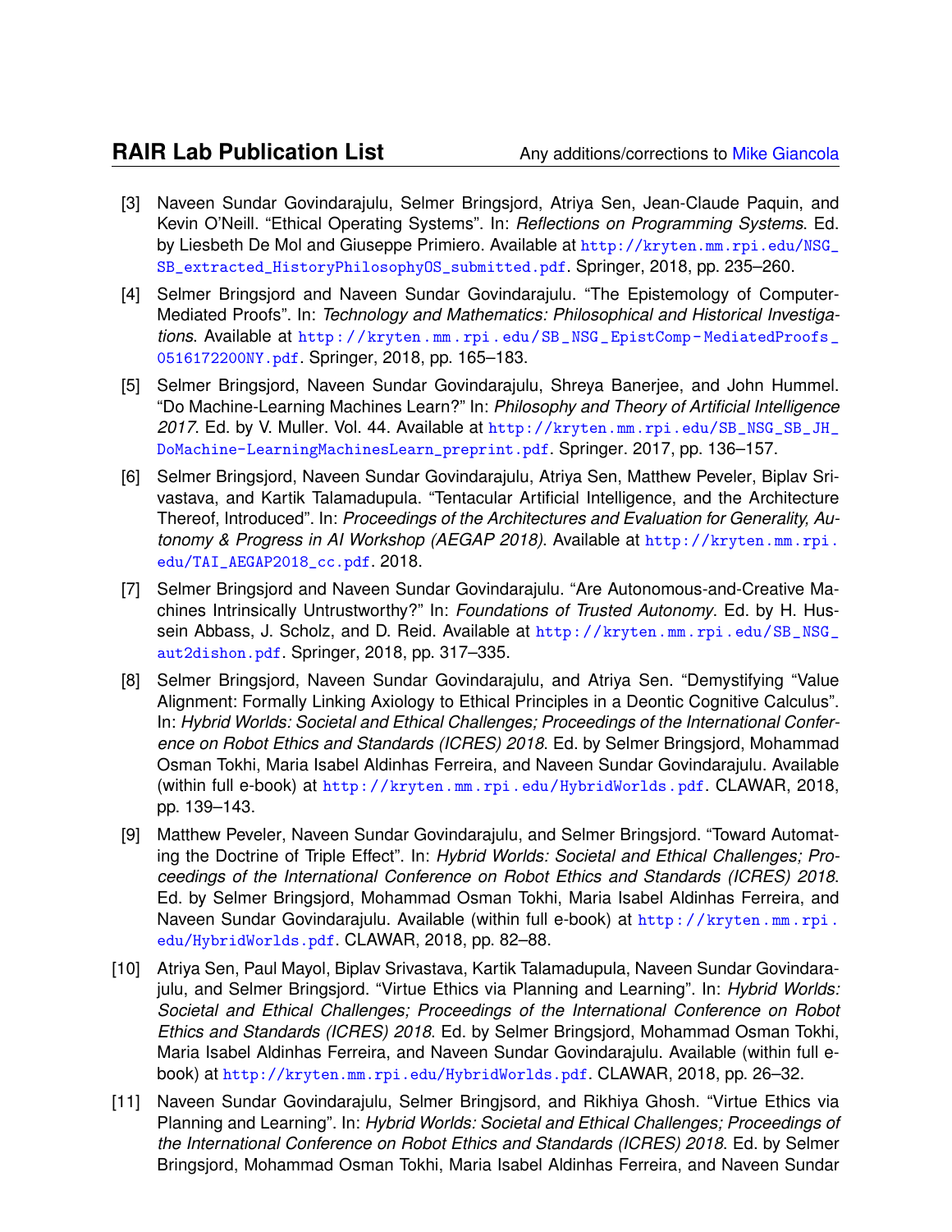[3] Naveen Sundar Govindarajulu, Selmer Bringsjord, Atriya Sen, Jean-Claude Paquin, and Kevin O'Neill. "Ethical Operating Systems". In: *Reflections on Programming Systems*. Ed. by Liesbeth De Mol and Giuseppe Primiero. Available at http://kryten.mm.rpi.edu/NSG_SB_extracted_HistoryPhilosophyOS_submitted.pdf. Springer, 2018, pp. 235–260.

[4] Selmer Bringsjord and Naveen Sundar Govindarajulu. "The Epistemology of Computer-Mediated Proofs". In: *Technology and Mathematics: Philosophical and Historical Investigations*. Available at http://kryten.mm.rpi.edu/SB_NSG_EpistComp-MediatedProofs_0516172200NY.pdf. Springer, 2018, pp. 165–183.

[5] Selmer Bringsjord, Naveen Sundar Govindarajulu, Shreya Banerjee, and John Hummel. "Do Machine-Learning Machines Learn?" In: *Philosophy and Theory of Artificial Intelligence 2017*. Ed. by V. Muller. Vol. 44. Available at http://kryten.mm.rpi.edu/SB_NSG_SB_JH_DoMachine-LearningMachinesLearn_preprint.pdf. Springer. 2017, pp. 136–157.

[6] Selmer Bringsjord, Naveen Sundar Govindarajulu, Atriya Sen, Matthew Peveler, Biplav Srivastava, and Kartik Talamadupula. "Tentacular Artificial Intelligence, and the Architecture Thereof, Introduced". In: *Proceedings of the Architectures and Evaluation for Generality, Autonomy & Progress in AI Workshop (AEGAP 2018)*. Available at http://kryten.mm.rpi.edu/TAI_AEGAP2018_cc.pdf. 2018.

[7] Selmer Bringsjord and Naveen Sundar Govindarajulu. "Are Autonomous-and-Creative Machines Intrinsically Untrustworthy?" In: *Foundations of Trusted Autonomy*. Ed. by H. Hussein Abbass, J. Scholz, and D. Reid. Available at http://kryten.mm.rpi.edu/SB_NSG_aut2dishon.pdf. Springer, 2018, pp. 317–335.

[8] Selmer Bringsjord, Naveen Sundar Govindarajulu, and Atriya Sen. "Demystifying "Value Alignment: Formally Linking Axiology to Ethical Principles in a Deontic Cognitive Calculus". In: *Hybrid Worlds: Societal and Ethical Challenges; Proceedings of the International Conference on Robot Ethics and Standards (ICRES) 2018*. Ed. by Selmer Bringsjord, Mohammad Osman Tokhi, Maria Isabel Aldinhas Ferreira, and Naveen Sundar Govindarajulu. Available (within full e-book) at http://kryten.mm.rpi.edu/HybridWorlds.pdf. CLAWAR, 2018, pp. 139–143.

[9] Matthew Peveler, Naveen Sundar Govindarajulu, and Selmer Bringsjord. "Toward Automating the Doctrine of Triple Effect". In: *Hybrid Worlds: Societal and Ethical Challenges; Proceedings of the International Conference on Robot Ethics and Standards (ICRES) 2018*. Ed. by Selmer Bringsjord, Mohammad Osman Tokhi, Maria Isabel Aldinhas Ferreira, and Naveen Sundar Govindarajulu. Available (within full e-book) at http://kryten.mm.rpi.edu/HybridWorlds.pdf. CLAWAR, 2018, pp. 82–88.

[10] Atriya Sen, Paul Mayol, Biplav Srivastava, Kartik Talamadupula, Naveen Sundar Govindarajulu, and Selmer Bringsjord. "Virtue Ethics via Planning and Learning". In: *Hybrid Worlds: Societal and Ethical Challenges; Proceedings of the International Conference on Robot Ethics and Standards (ICRES) 2018*. Ed. by Selmer Bringsjord, Mohammad Osman Tokhi, Maria Isabel Aldinhas Ferreira, and Naveen Sundar Govindarajulu. Available (within full e-book) at http://kryten.mm.rpi.edu/HybridWorlds.pdf. CLAWAR, 2018, pp. 26–32.

[11] Naveen Sundar Govindarajulu, Selmer Bringjsord, and Rikhiya Ghosh. "Virtue Ethics via Planning and Learning". In: *Hybrid Worlds: Societal and Ethical Challenges; Proceedings of the International Conference on Robot Ethics and Standards (ICRES) 2018*. Ed. by Selmer Bringsjord, Mohammad Osman Tokhi, Maria Isabel Aldinhas Ferreira, and Naveen Sundar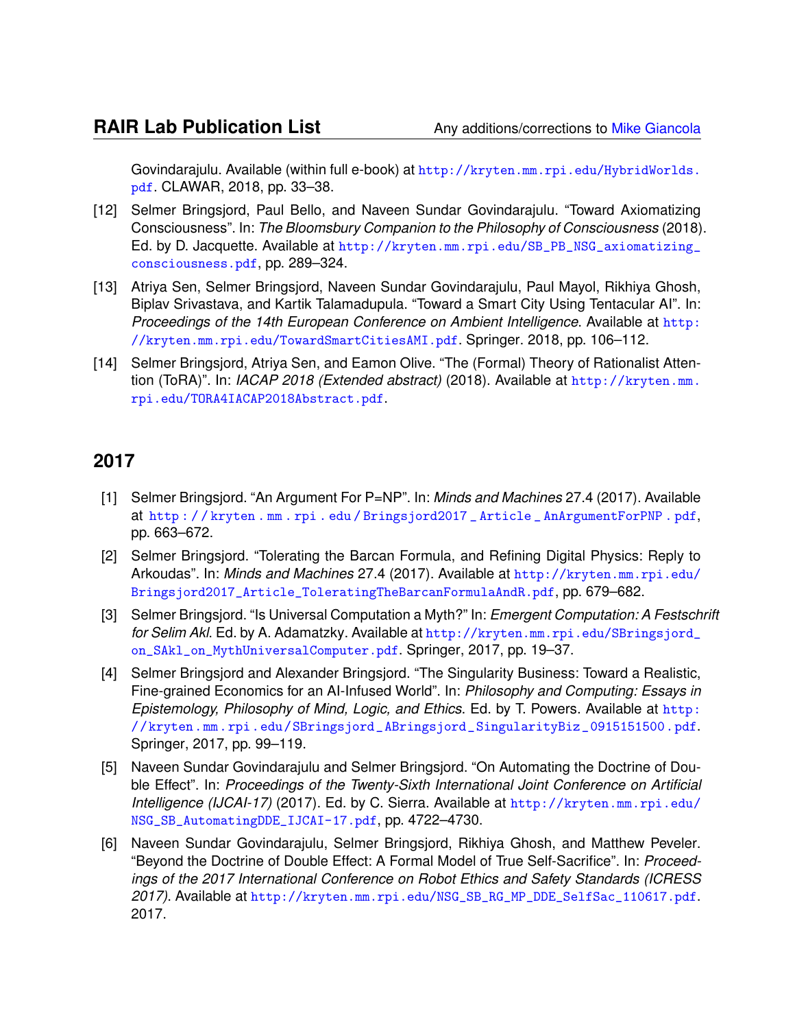Govindarajulu. Available (within full e-book) at http://kryten.mm.rpi.edu/HybridWorlds.pdf. CLAWAR, 2018, pp. 33–38.

[12] Selmer Bringsjord, Paul Bello, and Naveen Sundar Govindarajulu. “Toward Axiomatizing Consciousness”. In: *The Bloomsbury Companion to the Philosophy of Consciousness* (2018). Ed. by D. Jacquette. Available at http://kryten.mm.rpi.edu/SB_PB_NSG_axiomatizing_consciousness.pdf, pp. 289–324.

[13] Atriya Sen, Selmer Bringsjord, Naveen Sundar Govindarajulu, Paul Mayol, Rikhiya Ghosh, Biplav Srivastava, and Kartik Talamadupula. “Toward a Smart City Using Tentacular AI”. In: *Proceedings of the 14th European Conference on Ambient Intelligence*. Available at http://kryten.mm.rpi.edu/TowardSmartCitiesAMI.pdf. Springer. 2018, pp. 106–112.

[14] Selmer Bringsjord, Atriya Sen, and Eamon Olive. “The (Formal) Theory of Rationalist Attention (ToRA)”. In: *IACAP 2018 (Extended abstract)* (2018). Available at http://kryten.mm.rpi.edu/TORA4IACAP2018Abstract.pdf.

## 2017

[1] Selmer Bringsjord. “An Argument For P=NP”. In: *Minds and Machines* 27.4 (2017). Available at http://kryten.mm.rpi.edu/Bringsjord2017_Article_AnArgumentForPNP.pdf, pp. 663–672.

[2] Selmer Bringsjord. “Tolerating the Barcan Formula, and Refining Digital Physics: Reply to Arkoudas”. In: *Minds and Machines* 27.4 (2017). Available at http://kryten.mm.rpi.edu/Bringsjord2017_Article_ToleratingTheBarcanFormulaAndR.pdf, pp. 679–682.

[3] Selmer Bringsjord. “Is Universal Computation a Myth?” In: *Emergent Computation: A Festschrift for Selim Akl*. Ed. by A. Adamatzky. Available at http://kryten.mm.rpi.edu/SBringsjord_on_SAkl_on_MythUniversalComputer.pdf. Springer, 2017, pp. 19–37.

[4] Selmer Bringsjord and Alexander Bringsjord. “The Singularity Business: Toward a Realistic, Fine-grained Economics for an AI-Infused World”. In: *Philosophy and Computing: Essays in Epistemology, Philosophy of Mind, Logic, and Ethics*. Ed. by T. Powers. Available at http://kryten.mm.rpi.edu/SBringsjord_ABringsjord_SingularityBiz_0915151500.pdf. Springer, 2017, pp. 99–119.

[5] Naveen Sundar Govindarajulu and Selmer Bringsjord. “On Automating the Doctrine of Double Effect”. In: *Proceedings of the Twenty-Sixth International Joint Conference on Artificial Intelligence (IJCAI-17)* (2017). Ed. by C. Sierra. Available at http://kryten.mm.rpi.edu/NSG_SB_AutomatingDDE_IJCAI-17.pdf, pp. 4722–4730.

[6] Naveen Sundar Govindarajulu, Selmer Bringsjord, Rikhiya Ghosh, and Matthew Peveler. “Beyond the Doctrine of Double Effect: A Formal Model of True Self-Sacrifice”. In: *Proceedings of the 2017 International Conference on Robot Ethics and Safety Standards (ICRESS 2017)*. Available at http://kryten.mm.rpi.edu/NSG_SB_RG_MP_DDE_SelfSac_110617.pdf. 2017.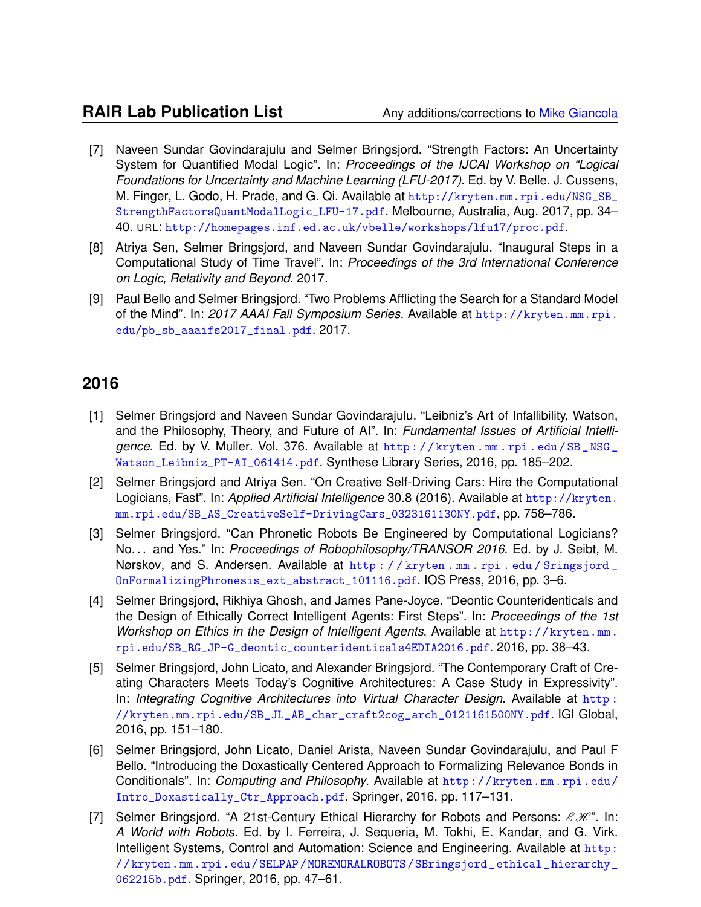[7] Naveen Sundar Govindarajulu and Selmer Bringsjord. “Strength Factors: An Uncertainty System for Quantified Modal Logic”. In: *Proceedings of the IJCAI Workshop on “Logical Foundations for Uncertainty and Machine Learning (LFU-2017)*. Ed. by V. Belle, J. Cussens, M. Finger, L. Godo, H. Prade, and G. Qi. Available at http://kryten.mm.rpi.edu/NSG_SB_StrengthFactorsQuantModalLogic_LFU-17.pdf. Melbourne, Australia, Aug. 2017, pp. 34–40. URL: http://homepages.inf.ed.ac.uk/vbelle/workshops/lfu17/proc.pdf.

[8] Atriya Sen, Selmer Bringsjord, and Naveen Sundar Govindarajulu. “Inaugural Steps in a Computational Study of Time Travel”. In: *Proceedings of the 3rd International Conference on Logic, Relativity and Beyond*. 2017.

[9] Paul Bello and Selmer Bringsjord. “Two Problems Afflicting the Search for a Standard Model of the Mind”. In: *2017 AAAI Fall Symposium Series*. Available at http://kryten.mm.rpi.edu/pb_sb_aaaifs2017_final.pdf. 2017.

## 2016

[1] Selmer Bringsjord and Naveen Sundar Govindarajulu. “Leibniz’s Art of Infallibility, Watson, and the Philosophy, Theory, and Future of AI”. In: *Fundamental Issues of Artificial Intelligence*. Ed. by V. Muller. Vol. 376. Available at http://kryten.mm.rpi.edu/SB_NSG_Watson_Leibniz_PT-AI_061414.pdf. Synthese Library Series, 2016, pp. 185–202.

[2] Selmer Bringsjord and Atriya Sen. “On Creative Self-Driving Cars: Hire the Computational Logicians, Fast”. In: *Applied Artificial Intelligence* 30.8 (2016). Available at http://kryten.mm.rpi.edu/SB_AS_CreativeSelf-DrivingCars_0323161130NY.pdf, pp. 758–786.

[3] Selmer Bringsjord. “Can Phronetic Robots Be Engineered by Computational Logicians? No... and Yes.” In: *Proceedings of Robophilosophy/TRANSOR 2016*. Ed. by J. Seibt, M. Nørskov, and S. Andersen. Available at http://kryten.mm.rpi.edu/Sringsjord_OnFormalizingPhronesis_ext_abstract_101116.pdf. IOS Press, 2016, pp. 3–6.

[4] Selmer Bringsjord, Rikhiya Ghosh, and James Pane-Joyce. “Deontic Counteridenticals and the Design of Ethically Correct Intelligent Agents: First Steps”. In: *Proceedings of the 1st Workshop on Ethics in the Design of Intelligent Agents*. Available at http://kryten.mm.rpi.edu/SB_RG_JP-G_deontic_counteridenticals4EDIA2016.pdf. 2016, pp. 38–43.

[5] Selmer Bringsjord, John Licato, and Alexander Bringsjord. “The Contemporary Craft of Creating Characters Meets Today’s Cognitive Architectures: A Case Study in Expressivity”. In: *Integrating Cognitive Architectures into Virtual Character Design*. Available at http://kryten.mm.rpi.edu/SB_JL_AB_char_craft2cog_arch_0121161500NY.pdf. IGI Global, 2016, pp. 151–180.

[6] Selmer Bringsjord, John Licato, Daniel Arista, Naveen Sundar Govindarajulu, and Paul F Bello. “Introducing the Doxastically Centered Approach to Formalizing Relevance Bonds in Conditionals”. In: *Computing and Philosophy*. Available at http://kryten.mm.rpi.edu/Intro_Doxastically_Ctr_Approach.pdf. Springer, 2016, pp. 117–131.

[7] Selmer Bringsjord. “A 21st-Century Ethical Hierarchy for Robots and Persons: $\mathscr{EH}$”. In: *A World with Robots*. Ed. by I. Ferreira, J. Sequeria, M. Tokhi, E. Kandar, and G. Virk. Intelligent Systems, Control and Automation: Science and Engineering. Available at http://kryten.mm.rpi.edu/SELPAP/MOREMORALROBOTS/SBringsjord_ethical_hierarchy_062215b.pdf. Springer, 2016, pp. 47–61.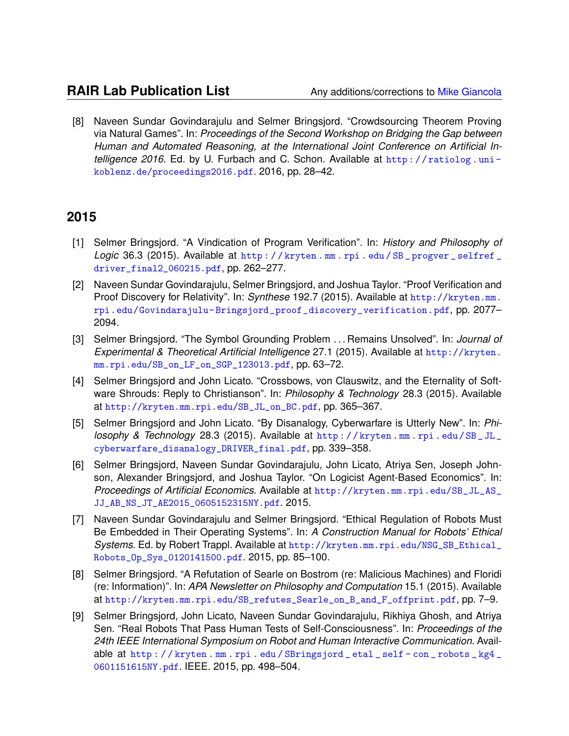[8] Naveen Sundar Govindarajulu and Selmer Bringsjord. "Crowdsourcing Theorem Proving via Natural Games". In: *Proceedings of the Second Workshop on Bridging the Gap between Human and Automated Reasoning, at the International Joint Conference on Artificial Intelligence 2016*. Ed. by U. Furbach and C. Schon. Available at http://ratiolog.uni-koblenz.de/proceedings2016.pdf. 2016, pp. 28–42.

## 2015

[1] Selmer Bringsjord. "A Vindication of Program Verification". In: *History and Philosophy of Logic* 36.3 (2015). Available at http://kryten.mm.rpi.edu/SB_progver_selfref_driver_final2_060215.pdf, pp. 262–277.

[2] Naveen Sundar Govindarajulu, Selmer Bringsjord, and Joshua Taylor. "Proof Verification and Proof Discovery for Relativity". In: *Synthese* 192.7 (2015). Available at http://kryten.mm.rpi.edu/Govindarajulu-Bringsjord_proof_discovery_verification.pdf, pp. 2077–2094.

[3] Selmer Bringsjord. "The Symbol Grounding Problem ... Remains Unsolved". In: *Journal of Experimental & Theoretical Artificial Intelligence* 27.1 (2015). Available at http://kryten.mm.rpi.edu/SB_on_LF_on_SGP_123013.pdf, pp. 63–72.

[4] Selmer Bringsjord and John Licato. "Crossbows, von Clauswitz, and the Eternality of Software Shrouds: Reply to Christianson". In: *Philosophy & Technology* 28.3 (2015). Available at http://kryten.mm.rpi.edu/SB_JL_on_BC.pdf, pp. 365–367.

[5] Selmer Bringsjord and John Licato. "By Disanalogy, Cyberwarfare is Utterly New". In: *Philosophy & Technology* 28.3 (2015). Available at http://kryten.mm.rpi.edu/SB_JL_cyberwarfare_disanalogy_DRIVER_final.pdf, pp. 339–358.

[6] Selmer Bringsjord, Naveen Sundar Govindarajulu, John Licato, Atriya Sen, Joseph Johnson, Alexander Bringsjord, and Joshua Taylor. "On Logicist Agent-Based Economics". In: *Proceedings of Artificial Economics*. Available at http://kryten.mm.rpi.edu/SB_JL_AS_JJ_AB_NS_JT_AE2015_0605152315NY.pdf. 2015.

[7] Naveen Sundar Govindarajulu and Selmer Bringsjord. "Ethical Regulation of Robots Must Be Embedded in Their Operating Systems". In: *A Construction Manual for Robots' Ethical Systems*. Ed. by Robert Trappl. Available at http://kryten.mm.rpi.edu/NSG_SB_Ethical_Robots_Op_Sys_0120141500.pdf. 2015, pp. 85–100.

[8] Selmer Bringsjord. "A Refutation of Searle on Bostrom (re: Malicious Machines) and Floridi (re: Information)". In: *APA Newsletter on Philosophy and Computation* 15.1 (2015). Available at http://kryten.mm.rpi.edu/SB_refutes_Searle_on_B_and_F_offprint.pdf, pp. 7–9.

[9] Selmer Bringsjord, John Licato, Naveen Sundar Govindarajulu, Rikhiya Ghosh, and Atriya Sen. "Real Robots That Pass Human Tests of Self-Consciousness". In: *Proceedings of the 24th IEEE International Symposium on Robot and Human Interactive Communication*. Available at http://kryten.mm.rpi.edu/SBringsjord_etal_self-con_robots_kg4_0601151615NY.pdf. IEEE. 2015, pp. 498–504.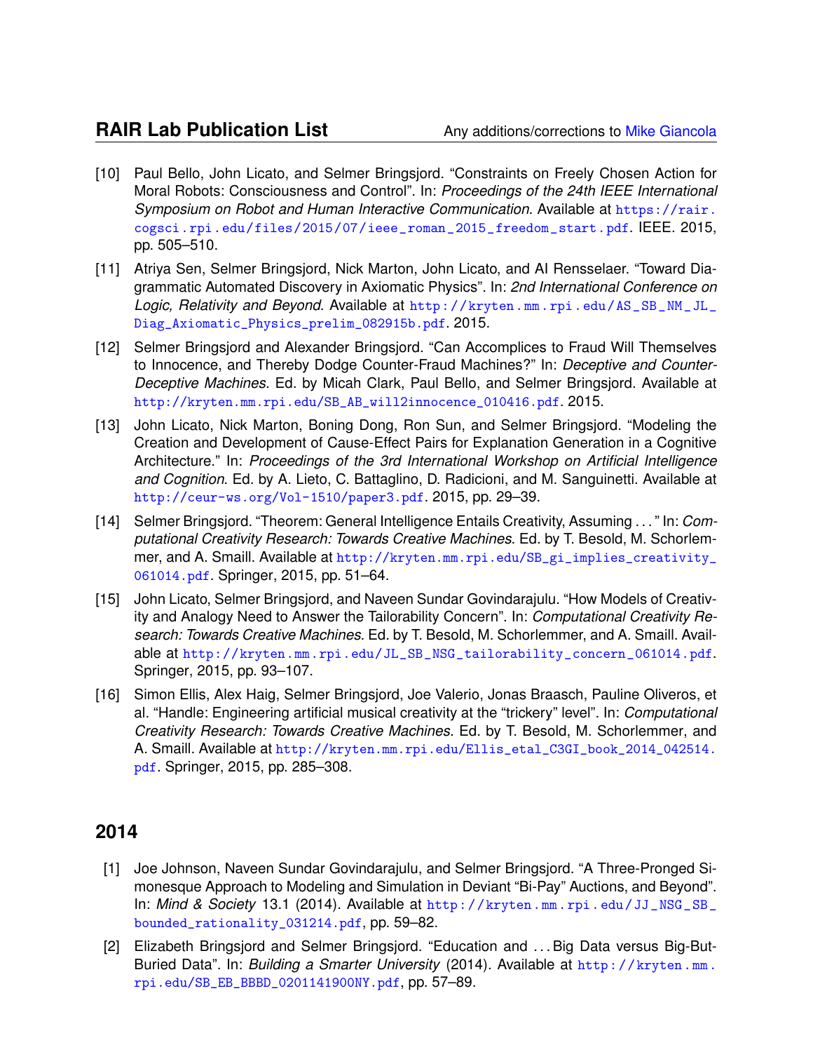[10] Paul Bello, John Licato, and Selmer Bringsjord. "Constraints on Freely Chosen Action for Moral Robots: Consciousness and Control". In: *Proceedings of the 24th IEEE International Symposium on Robot and Human Interactive Communication*. Available at https://rair.cogsci.rpi.edu/files/2015/07/ieee_roman_2015_freedom_start.pdf. IEEE. 2015, pp. 505–510.

[11] Atriya Sen, Selmer Bringsjord, Nick Marton, John Licato, and AI Rensselaer. "Toward Diagrammatic Automated Discovery in Axiomatic Physics". In: *2nd International Conference on Logic, Relativity and Beyond*. Available at http://kryten.mm.rpi.edu/AS_SB_NM_JL_Diag_Axiomatic_Physics_prelim_082915b.pdf. 2015.

[12] Selmer Bringsjord and Alexander Bringsjord. "Can Accomplices to Fraud Will Themselves to Innocence, and Thereby Dodge Counter-Fraud Machines?" In: *Deceptive and Counter-Deceptive Machines*. Ed. by Micah Clark, Paul Bello, and Selmer Bringsjord. Available at http://kryten.mm.rpi.edu/SB_AB_will2innocence_010416.pdf. 2015.

[13] John Licato, Nick Marton, Boning Dong, Ron Sun, and Selmer Bringsjord. "Modeling the Creation and Development of Cause-Effect Pairs for Explanation Generation in a Cognitive Architecture." In: *Proceedings of the 3rd International Workshop on Artificial Intelligence and Cognition*. Ed. by A. Lieto, C. Battaglino, D. Radicioni, and M. Sanguinetti. Available at http://ceur-ws.org/Vol-1510/paper3.pdf. 2015, pp. 29–39.

[14] Selmer Bringsjord. "Theorem: General Intelligence Entails Creativity, Assuming . . . " In: *Computational Creativity Research: Towards Creative Machines*. Ed. by T. Besold, M. Schorlemmer, and A. Smaill. Available at http://kryten.mm.rpi.edu/SB_gi_implies_creativity_061014.pdf. Springer, 2015, pp. 51–64.

[15] John Licato, Selmer Bringsjord, and Naveen Sundar Govindarajulu. "How Models of Creativity and Analogy Need to Answer the Tailorability Concern". In: *Computational Creativity Research: Towards Creative Machines*. Ed. by T. Besold, M. Schorlemmer, and A. Smaill. Available at http://kryten.mm.rpi.edu/JL_SB_NSG_tailorability_concern_061014.pdf. Springer, 2015, pp. 93–107.

[16] Simon Ellis, Alex Haig, Selmer Bringsjord, Joe Valerio, Jonas Braasch, Pauline Oliveros, et al. "Handle: Engineering artificial musical creativity at the "trickery" level". In: *Computational Creativity Research: Towards Creative Machines*. Ed. by T. Besold, M. Schorlemmer, and A. Smaill. Available at http://kryten.mm.rpi.edu/Ellis_etal_C3GI_book_2014_042514.pdf. Springer, 2015, pp. 285–308.

## 2014

[1] Joe Johnson, Naveen Sundar Govindarajulu, and Selmer Bringsjord. "A Three-Pronged Simonesque Approach to Modeling and Simulation in Deviant "Bi-Pay" Auctions, and Beyond". In: *Mind & Society* 13.1 (2014). Available at http://kryten.mm.rpi.edu/JJ_NSG_SB_bounded_rationality_031214.pdf, pp. 59–82.

[2] Elizabeth Bringsjord and Selmer Bringsjord. "Education and . . . Big Data versus Big-But-Buried Data". In: *Building a Smarter University* (2014). Available at http://kryten.mm.rpi.edu/SB_EB_BBBD_0201141900NY.pdf, pp. 57–89.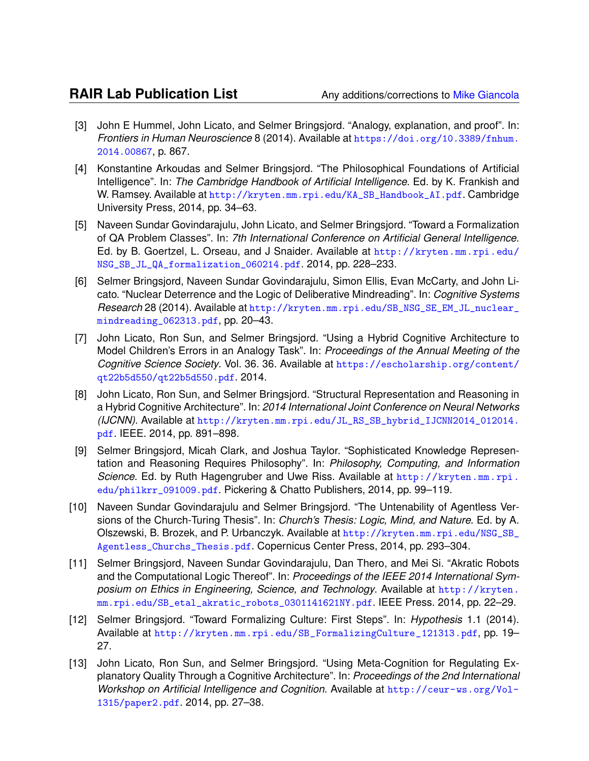[3] John E Hummel, John Licato, and Selmer Bringsjord. "Analogy, explanation, and proof". In: *Frontiers in Human Neuroscience* 8 (2014). Available at https://doi.org/10.3389/fnhum.2014.00867, p. 867.

[4] Konstantine Arkoudas and Selmer Bringsjord. "The Philosophical Foundations of Artificial Intelligence". In: *The Cambridge Handbook of Artificial Intelligence*. Ed. by K. Frankish and W. Ramsey. Available at http://kryten.mm.rpi.edu/KA_SB_Handbook_AI.pdf. Cambridge University Press, 2014, pp. 34–63.

[5] Naveen Sundar Govindarajulu, John Licato, and Selmer Bringsjord. "Toward a Formalization of QA Problem Classes". In: *7th International Conference on Artificial General Intelligence*. Ed. by B. Goertzel, L. Orseau, and J Snaider. Available at http://kryten.mm.rpi.edu/NSG_SB_JL_QA_formalization_060214.pdf. 2014, pp. 228–233.

[6] Selmer Bringsjord, Naveen Sundar Govindarajulu, Simon Ellis, Evan McCarty, and John Licato. "Nuclear Deterrence and the Logic of Deliberative Mindreading". In: *Cognitive Systems Research* 28 (2014). Available at http://kryten.mm.rpi.edu/SB_NSG_SE_EM_JL_nuclear_mindreading_062313.pdf, pp. 20–43.

[7] John Licato, Ron Sun, and Selmer Bringsjord. "Using a Hybrid Cognitive Architecture to Model Children's Errors in an Analogy Task". In: *Proceedings of the Annual Meeting of the Cognitive Science Society*. Vol. 36. 36. Available at https://escholarship.org/content/qt22b5d550/qt22b5d550.pdf. 2014.

[8] John Licato, Ron Sun, and Selmer Bringsjord. "Structural Representation and Reasoning in a Hybrid Cognitive Architecture". In: *2014 International Joint Conference on Neural Networks (IJCNN)*. Available at http://kryten.mm.rpi.edu/JL_RS_SB_hybrid_IJCNN2014_012014.pdf. IEEE. 2014, pp. 891–898.

[9] Selmer Bringsjord, Micah Clark, and Joshua Taylor. "Sophisticated Knowledge Representation and Reasoning Requires Philosophy". In: *Philosophy, Computing, and Information Science*. Ed. by Ruth Hagengruber and Uwe Riss. Available at http://kryten.mm.rpi.edu/philkrr_091009.pdf. Pickering & Chatto Publishers, 2014, pp. 99–119.

[10] Naveen Sundar Govindarajulu and Selmer Bringsjord. "The Untenability of Agentless Versions of the Church-Turing Thesis". In: *Church's Thesis: Logic, Mind, and Nature*. Ed. by A. Olszewski, B. Brozek, and P. Urbanczyk. Available at http://kryten.mm.rpi.edu/NSG_SB_Agentless_Churchs_Thesis.pdf. Copernicus Center Press, 2014, pp. 293–304.

[11] Selmer Bringsjord, Naveen Sundar Govindarajulu, Dan Thero, and Mei Si. "Akratic Robots and the Computational Logic Thereof". In: *Proceedings of the IEEE 2014 International Symposium on Ethics in Engineering, Science, and Technology*. Available at http://kryten.mm.rpi.edu/SB_etal_akratic_robots_0301141621NY.pdf. IEEE Press. 2014, pp. 22–29.

[12] Selmer Bringsjord. "Toward Formalizing Culture: First Steps". In: *Hypothesis* 1.1 (2014). Available at http://kryten.mm.rpi.edu/SB_FormalizingCulture_121313.pdf, pp. 19–27.

[13] John Licato, Ron Sun, and Selmer Bringsjord. "Using Meta-Cognition for Regulating Explanatory Quality Through a Cognitive Architecture". In: *Proceedings of the 2nd International Workshop on Artificial Intelligence and Cognition*. Available at http://ceur-ws.org/Vol-1315/paper2.pdf. 2014, pp. 27–38.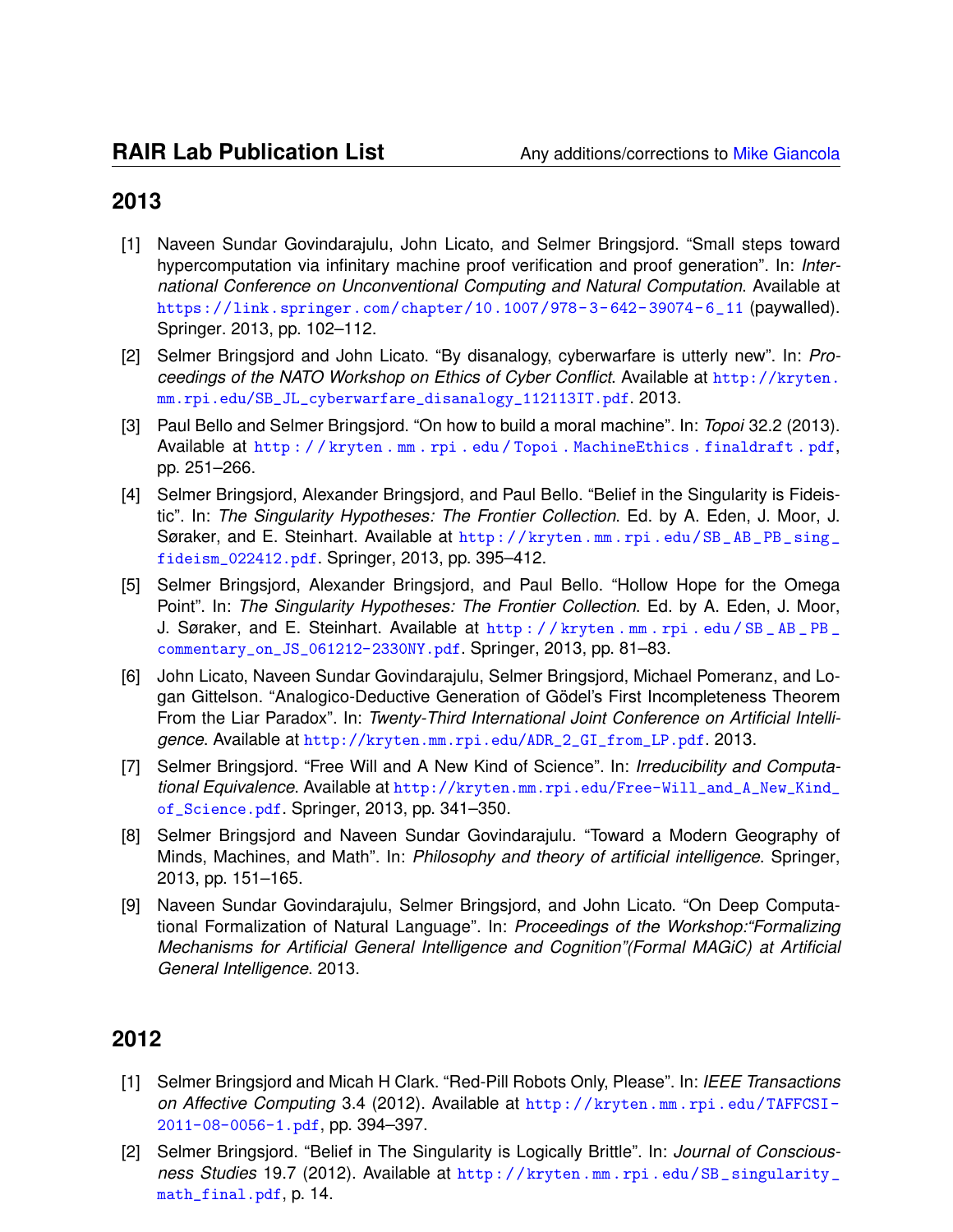## RAIR Lab Publication List

Any additions/corrections to Mike Giancola

## 2013

[1] Naveen Sundar Govindarajulu, John Licato, and Selmer Bringsjord. "Small steps toward hypercomputation via infinitary machine proof verification and proof generation". In: *International Conference on Unconventional Computing and Natural Computation*. Available at https://link.springer.com/chapter/10.1007/978-3-642-39074-6_11 (paywalled). Springer. 2013, pp. 102–112.

[2] Selmer Bringsjord and John Licato. "By disanalogy, cyberwarfare is utterly new". In: *Proceedings of the NATO Workshop on Ethics of Cyber Conflict*. Available at http://kryten.mm.rpi.edu/SB_JL_cyberwarfare_disanalogy_112113IT.pdf. 2013.

[3] Paul Bello and Selmer Bringsjord. "On how to build a moral machine". In: *Topoi* 32.2 (2013). Available at http://kryten.mm.rpi.edu/Topoi.MachineEthics.finaldraft.pdf, pp. 251–266.

[4] Selmer Bringsjord, Alexander Bringsjord, and Paul Bello. "Belief in the Singularity is Fideistic". In: *The Singularity Hypotheses: The Frontier Collection*. Ed. by A. Eden, J. Moor, J. Søraker, and E. Steinhart. Available at http://kryten.mm.rpi.edu/SB_AB_PB_sing_fideism_022412.pdf. Springer, 2013, pp. 395–412.

[5] Selmer Bringsjord, Alexander Bringsjord, and Paul Bello. "Hollow Hope for the Omega Point". In: *The Singularity Hypotheses: The Frontier Collection*. Ed. by A. Eden, J. Moor, J. Søraker, and E. Steinhart. Available at http://kryten.mm.rpi.edu/SB_AB_PB_commentary_on_JS_061212-2330NY.pdf. Springer, 2013, pp. 81–83.

[6] John Licato, Naveen Sundar Govindarajulu, Selmer Bringsjord, Michael Pomeranz, and Logan Gittelson. "Analogico-Deductive Generation of Gödel's First Incompleteness Theorem From the Liar Paradox". In: *Twenty-Third International Joint Conference on Artificial Intelligence*. Available at http://kryten.mm.rpi.edu/ADR_2_GI_from_LP.pdf. 2013.

[7] Selmer Bringsjord. "Free Will and A New Kind of Science". In: *Irreducibility and Computational Equivalence*. Available at http://kryten.mm.rpi.edu/Free-Will_and_A_New_Kind_of_Science.pdf. Springer, 2013, pp. 341–350.

[8] Selmer Bringsjord and Naveen Sundar Govindarajulu. "Toward a Modern Geography of Minds, Machines, and Math". In: *Philosophy and theory of artificial intelligence*. Springer, 2013, pp. 151–165.

[9] Naveen Sundar Govindarajulu, Selmer Bringsjord, and John Licato. "On Deep Computational Formalization of Natural Language". In: *Proceedings of the Workshop:"Formalizing Mechanisms for Artificial General Intelligence and Cognition"(Formal MAGiC) at Artificial General Intelligence*. 2013.

## 2012

[1] Selmer Bringsjord and Micah H Clark. "Red-Pill Robots Only, Please". In: *IEEE Transactions on Affective Computing* 3.4 (2012). Available at http://kryten.mm.rpi.edu/TAFFCSI-2011-08-0056-1.pdf, pp. 394–397.

[2] Selmer Bringsjord. "Belief in The Singularity is Logically Brittle". In: *Journal of Consciousness Studies* 19.7 (2012). Available at http://kryten.mm.rpi.edu/SB_singularity_math_final.pdf, p. 14.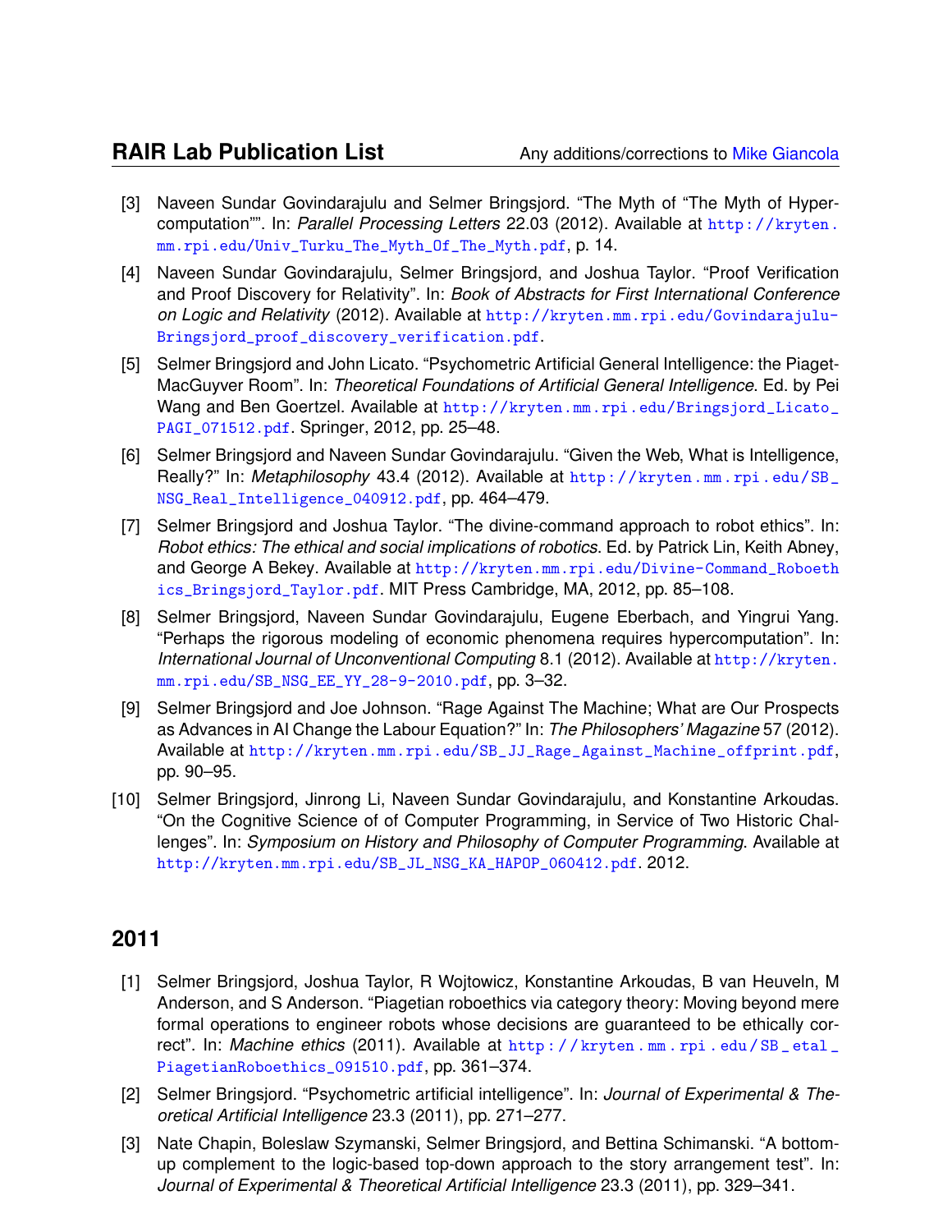[3] Naveen Sundar Govindarajulu and Selmer Bringsjord. "The Myth of "The Myth of Hypercomputation"". In: *Parallel Processing Letters* 22.03 (2012). Available at http://kryten.mm.rpi.edu/Univ_Turku_The_Myth_Of_The_Myth.pdf, p. 14.

[4] Naveen Sundar Govindarajulu, Selmer Bringsjord, and Joshua Taylor. "Proof Verification and Proof Discovery for Relativity". In: *Book of Abstracts for First International Conference on Logic and Relativity* (2012). Available at http://kryten.mm.rpi.edu/Govindarajulu-Bringsjord_proof_discovery_verification.pdf.

[5] Selmer Bringsjord and John Licato. "Psychometric Artificial General Intelligence: the Piaget-MacGuyver Room". In: *Theoretical Foundations of Artificial General Intelligence*. Ed. by Pei Wang and Ben Goertzel. Available at http://kryten.mm.rpi.edu/Bringsjord_Licato_PAGI_071512.pdf. Springer, 2012, pp. 25–48.

[6] Selmer Bringsjord and Naveen Sundar Govindarajulu. "Given the Web, What is Intelligence, Really?" In: *Metaphilosophy* 43.4 (2012). Available at http://kryten.mm.rpi.edu/SB_NSG_Real_Intelligence_040912.pdf, pp. 464–479.

[7] Selmer Bringsjord and Joshua Taylor. "The divine-command approach to robot ethics". In: *Robot ethics: The ethical and social implications of robotics*. Ed. by Patrick Lin, Keith Abney, and George A Bekey. Available at http://kryten.mm.rpi.edu/Divine-Command_Roboethics_Bringsjord_Taylor.pdf. MIT Press Cambridge, MA, 2012, pp. 85–108.

[8] Selmer Bringsjord, Naveen Sundar Govindarajulu, Eugene Eberbach, and Yingrui Yang. "Perhaps the rigorous modeling of economic phenomena requires hypercomputation". In: *International Journal of Unconventional Computing* 8.1 (2012). Available at http://kryten.mm.rpi.edu/SB_NSG_EE_YY_28-9-2010.pdf, pp. 3–32.

[9] Selmer Bringsjord and Joe Johnson. "Rage Against The Machine; What are Our Prospects as Advances in AI Change the Labour Equation?" In: *The Philosophers' Magazine* 57 (2012). Available at http://kryten.mm.rpi.edu/SB_JJ_Rage_Against_Machine_offprint.pdf, pp. 90–95.

[10] Selmer Bringsjord, Jinrong Li, Naveen Sundar Govindarajulu, and Konstantine Arkoudas. "On the Cognitive Science of of Computer Programming, in Service of Two Historic Challenges". In: *Symposium on History and Philosophy of Computer Programming*. Available at http://kryten.mm.rpi.edu/SB_JL_NSG_KA_HAPOP_060412.pdf. 2012.

## 2011

[1] Selmer Bringsjord, Joshua Taylor, R Wojtowicz, Konstantine Arkoudas, B van Heuveln, M Anderson, and S Anderson. "Piagetian roboethics via category theory: Moving beyond mere formal operations to engineer robots whose decisions are guaranteed to be ethically correct". In: *Machine ethics* (2011). Available at http://kryten.mm.rpi.edu/SB_etal_PiagetianRoboethics_091510.pdf, pp. 361–374.

[2] Selmer Bringsjord. "Psychometric artificial intelligence". In: *Journal of Experimental & Theoretical Artificial Intelligence* 23.3 (2011), pp. 271–277.

[3] Nate Chapin, Boleslaw Szymanski, Selmer Bringsjord, and Bettina Schimanski. "A bottom-up complement to the logic-based top-down approach to the story arrangement test". In: *Journal of Experimental & Theoretical Artificial Intelligence* 23.3 (2011), pp. 329–341.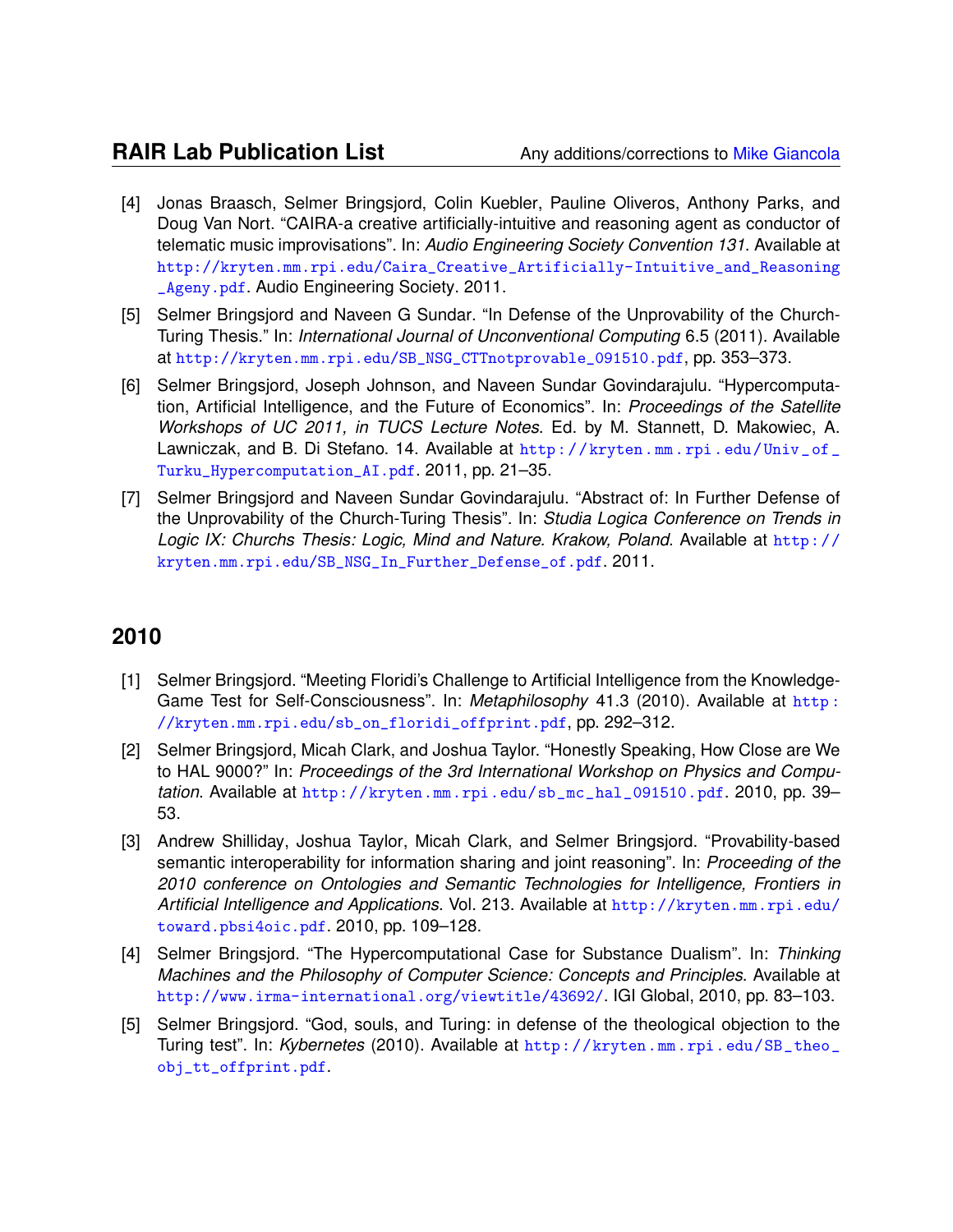[4] Jonas Braasch, Selmer Bringsjord, Colin Kuebler, Pauline Oliveros, Anthony Parks, and Doug Van Nort. "CAIRA-a creative artificially-intuitive and reasoning agent as conductor of telematic music improvisations". In: *Audio Engineering Society Convention 131*. Available at http://kryten.mm.rpi.edu/Caira_Creative_Artificially-Intuitive_and_Reasoning_Ageny.pdf. Audio Engineering Society. 2011.

[5] Selmer Bringsjord and Naveen G Sundar. "In Defense of the Unprovability of the Church-Turing Thesis." In: *International Journal of Unconventional Computing* 6.5 (2011). Available at http://kryten.mm.rpi.edu/SB_NSG_CTTnotprovable_091510.pdf, pp. 353–373.

[6] Selmer Bringsjord, Joseph Johnson, and Naveen Sundar Govindarajulu. "Hypercomputation, Artificial Intelligence, and the Future of Economics". In: *Proceedings of the Satellite Workshops of UC 2011, in TUCS Lecture Notes*. Ed. by M. Stannett, D. Makowiec, A. Lawniczak, and B. Di Stefano. 14. Available at http://kryten.mm.rpi.edu/Univ_of_Turku_Hypercomputation_AI.pdf. 2011, pp. 21–35.

[7] Selmer Bringsjord and Naveen Sundar Govindarajulu. "Abstract of: In Further Defense of the Unprovability of the Church-Turing Thesis". In: *Studia Logica Conference on Trends in Logic IX: Churchs Thesis: Logic, Mind and Nature. Krakow, Poland*. Available at http://kryten.mm.rpi.edu/SB_NSG_In_Further_Defense_of.pdf. 2011.

## 2010

[1] Selmer Bringsjord. "Meeting Floridi's Challenge to Artificial Intelligence from the Knowledge-Game Test for Self-Consciousness". In: *Metaphilosophy* 41.3 (2010). Available at http://kryten.mm.rpi.edu/sb_on_floridi_offprint.pdf, pp. 292–312.

[2] Selmer Bringsjord, Micah Clark, and Joshua Taylor. "Honestly Speaking, How Close are We to HAL 9000?" In: *Proceedings of the 3rd International Workshop on Physics and Computation*. Available at http://kryten.mm.rpi.edu/sb_mc_hal_091510.pdf. 2010, pp. 39–53.

[3] Andrew Shilliday, Joshua Taylor, Micah Clark, and Selmer Bringsjord. "Provability-based semantic interoperability for information sharing and joint reasoning". In: *Proceeding of the 2010 conference on Ontologies and Semantic Technologies for Intelligence, Frontiers in Artificial Intelligence and Applications*. Vol. 213. Available at http://kryten.mm.rpi.edu/toward.pbsi4oic.pdf. 2010, pp. 109–128.

[4] Selmer Bringsjord. "The Hypercomputational Case for Substance Dualism". In: *Thinking Machines and the Philosophy of Computer Science: Concepts and Principles*. Available at http://www.irma-international.org/viewtitle/43692/. IGI Global, 2010, pp. 83–103.

[5] Selmer Bringsjord. "God, souls, and Turing: in defense of the theological objection to the Turing test". In: *Kybernetes* (2010). Available at http://kryten.mm.rpi.edu/SB_theo_obj_tt_offprint.pdf.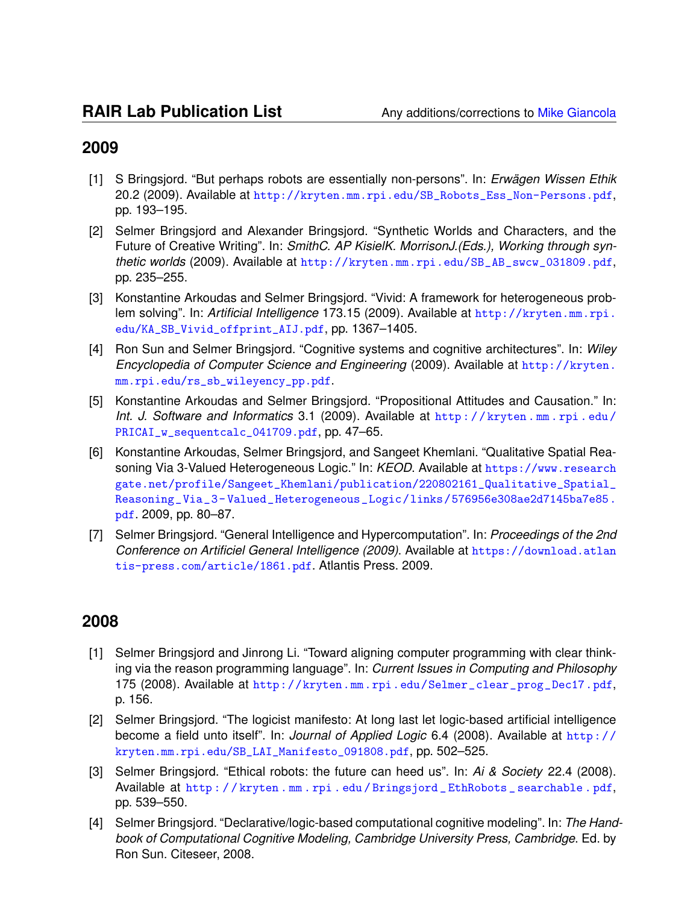## 2009

[1] S Bringsjord. "But perhaps robots are essentially non-persons". In: *Erwägen Wissen Ethik* 20.2 (2009). Available at http://kryten.mm.rpi.edu/SB_Robots_Ess_Non-Persons.pdf, pp. 193–195.

[2] Selmer Bringsjord and Alexander Bringsjord. "Synthetic Worlds and Characters, and the Future of Creative Writing". In: *SmithC. AP KisielK. MorrisonJ.(Eds.), Working through synthetic worlds* (2009). Available at http://kryten.mm.rpi.edu/SB_AB_swcw_031809.pdf, pp. 235–255.

[3] Konstantine Arkoudas and Selmer Bringsjord. "Vivid: A framework for heterogeneous problem solving". In: *Artificial Intelligence* 173.15 (2009). Available at http://kryten.mm.rpi.edu/KA_SB_Vivid_offprint_AIJ.pdf, pp. 1367–1405.

[4] Ron Sun and Selmer Bringsjord. "Cognitive systems and cognitive architectures". In: *Wiley Encyclopedia of Computer Science and Engineering* (2009). Available at http://kryten.mm.rpi.edu/rs_sb_wileyency_pp.pdf.

[5] Konstantine Arkoudas and Selmer Bringsjord. "Propositional Attitudes and Causation." In: *Int. J. Software and Informatics* 3.1 (2009). Available at http://kryten.mm.rpi.edu/PRICAI_w_sequentcalc_041709.pdf, pp. 47–65.

[6] Konstantine Arkoudas, Selmer Bringsjord, and Sangeet Khemlani. "Qualitative Spatial Reasoning Via 3-Valued Heterogeneous Logic." In: *KEOD*. Available at https://www.researchgate.net/profile/Sangeet_Khemlani/publication/220802161_Qualitative_Spatial_Reasoning_Via_3-Valued_Heterogeneous_Logic/links/576956e308ae2d7145ba7e85.pdf. 2009, pp. 80–87.

[7] Selmer Bringsjord. "General Intelligence and Hypercomputation". In: *Proceedings of the 2nd Conference on Artificiel General Intelligence (2009)*. Available at https://download.atlantis-press.com/article/1861.pdf. Atlantis Press. 2009.

## 2008

[1] Selmer Bringsjord and Jinrong Li. "Toward aligning computer programming with clear thinking via the reason programming language". In: *Current Issues in Computing and Philosophy* 175 (2008). Available at http://kryten.mm.rpi.edu/Selmer_clear_prog_Dec17.pdf, p. 156.

[2] Selmer Bringsjord. "The logicist manifesto: At long last let logic-based artificial intelligence become a field unto itself". In: *Journal of Applied Logic* 6.4 (2008). Available at http://kryten.mm.rpi.edu/SB_LAI_Manifesto_091808.pdf, pp. 502–525.

[3] Selmer Bringsjord. "Ethical robots: the future can heed us". In: *Ai & Society* 22.4 (2008). Available at http://kryten.mm.rpi.edu/Bringsjord_EthRobots_searchable.pdf, pp. 539–550.

[4] Selmer Bringsjord. "Declarative/logic-based computational cognitive modeling". In: *The Handbook of Computational Cognitive Modeling, Cambridge University Press, Cambridge*. Ed. by Ron Sun. Citeseer, 2008.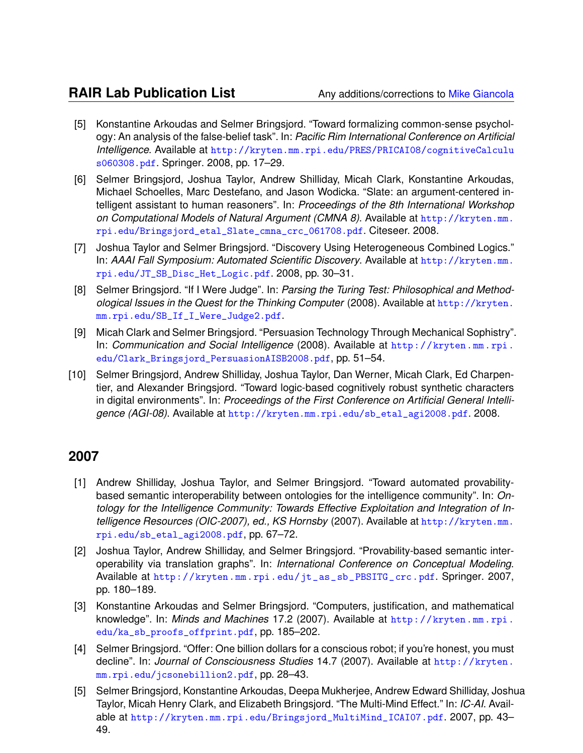[5] Konstantine Arkoudas and Selmer Bringsjord. "Toward formalizing common-sense psychology: An analysis of the false-belief task". In: *Pacific Rim International Conference on Artificial Intelligence*. Available at http://kryten.mm.rpi.edu/PRES/PRICAI08/cognitiveCalculus060308.pdf. Springer. 2008, pp. 17–29.

[6] Selmer Bringsjord, Joshua Taylor, Andrew Shilliday, Micah Clark, Konstantine Arkoudas, Michael Schoelles, Marc Destefano, and Jason Wodicka. "Slate: an argument-centered intelligent assistant to human reasoners". In: *Proceedings of the 8th International Workshop on Computational Models of Natural Argument (CMNA 8)*. Available at http://kryten.mm.rpi.edu/Bringsjord_etal_Slate_cmna_crc_061708.pdf. Citeseer. 2008.

[7] Joshua Taylor and Selmer Bringsjord. "Discovery Using Heterogeneous Combined Logics." In: *AAAI Fall Symposium: Automated Scientific Discovery*. Available at http://kryten.mm.rpi.edu/JT_SB_Disc_Het_Logic.pdf. 2008, pp. 30–31.

[8] Selmer Bringsjord. "If I Were Judge". In: *Parsing the Turing Test: Philosophical and Methodological Issues in the Quest for the Thinking Computer* (2008). Available at http://kryten.mm.rpi.edu/SB_If_I_Were_Judge2.pdf.

[9] Micah Clark and Selmer Bringsjord. "Persuasion Technology Through Mechanical Sophistry". In: *Communication and Social Intelligence* (2008). Available at http://kryten.mm.rpi.edu/Clark_Bringsjord_PersuasionAISB2008.pdf, pp. 51–54.

[10] Selmer Bringsjord, Andrew Shilliday, Joshua Taylor, Dan Werner, Micah Clark, Ed Charpentier, and Alexander Bringsjord. "Toward logic-based cognitively robust synthetic characters in digital environments". In: *Proceedings of the First Conference on Artificial General Intelligence (AGI-08)*. Available at http://kryten.mm.rpi.edu/sb_etal_agi2008.pdf. 2008.

## 2007

[1] Andrew Shilliday, Joshua Taylor, and Selmer Bringsjord. "Toward automated provability-based semantic interoperability between ontologies for the intelligence community". In: *Ontology for the Intelligence Community: Towards Effective Exploitation and Integration of Intelligence Resources (OIC-2007), ed., KS Hornsby* (2007). Available at http://kryten.mm.rpi.edu/sb_etal_agi2008.pdf, pp. 67–72.

[2] Joshua Taylor, Andrew Shilliday, and Selmer Bringsjord. "Provability-based semantic interoperability via translation graphs". In: *International Conference on Conceptual Modeling*. Available at http://kryten.mm.rpi.edu/jt_as_sb_PBSITG_crc.pdf. Springer. 2007, pp. 180–189.

[3] Konstantine Arkoudas and Selmer Bringsjord. "Computers, justification, and mathematical knowledge". In: *Minds and Machines* 17.2 (2007). Available at http://kryten.mm.rpi.edu/ka_sb_proofs_offprint.pdf, pp. 185–202.

[4] Selmer Bringsjord. "Offer: One billion dollars for a conscious robot; if you're honest, you must decline". In: *Journal of Consciousness Studies* 14.7 (2007). Available at http://kryten.mm.rpi.edu/jcsonebillion2.pdf, pp. 28–43.

[5] Selmer Bringsjord, Konstantine Arkoudas, Deepa Mukherjee, Andrew Edward Shilliday, Joshua Taylor, Micah Henry Clark, and Elizabeth Bringsjord. "The Multi-Mind Effect." In: *IC-AI*. Available at http://kryten.mm.rpi.edu/Bringsjord_MultiMind_ICAI07.pdf. 2007, pp. 43–49.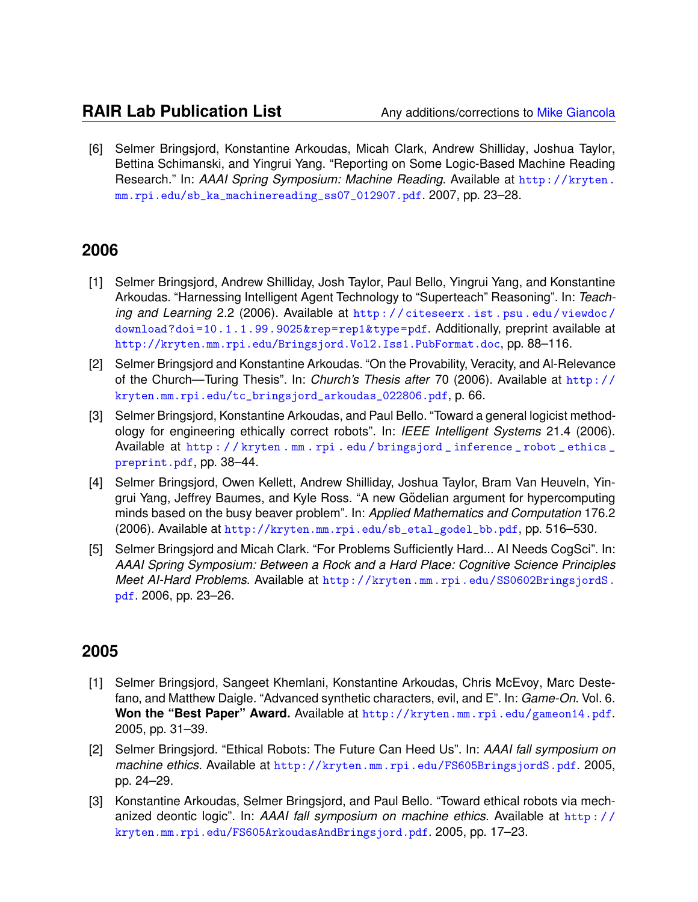[6] Selmer Bringsjord, Konstantine Arkoudas, Micah Clark, Andrew Shilliday, Joshua Taylor, Bettina Schimanski, and Yingrui Yang. "Reporting on Some Logic-Based Machine Reading Research." In: *AAAI Spring Symposium: Machine Reading*. Available at http://kryten.mm.rpi.edu/sb_ka_machinereading_ss07_012907.pdf. 2007, pp. 23–28.

## 2006

[1] Selmer Bringsjord, Andrew Shilliday, Josh Taylor, Paul Bello, Yingrui Yang, and Konstantine Arkoudas. "Harnessing Intelligent Agent Technology to "Superteach" Reasoning". In: *Teaching and Learning* 2.2 (2006). Available at http://citeseerx.ist.psu.edu/viewdoc/download?doi=10.1.1.99.9025&rep=rep1&type=pdf. Additionally, preprint available at http://kryten.mm.rpi.edu/Bringsjord.Vol2.Iss1.PubFormat.doc, pp. 88–116.

[2] Selmer Bringsjord and Konstantine Arkoudas. "On the Provability, Veracity, and AI-Relevance of the Church—Turing Thesis". In: *Church's Thesis after* 70 (2006). Available at http://kryten.mm.rpi.edu/tc_bringsjord_arkoudas_022806.pdf, p. 66.

[3] Selmer Bringsjord, Konstantine Arkoudas, and Paul Bello. "Toward a general logicist methodology for engineering ethically correct robots". In: *IEEE Intelligent Systems* 21.4 (2006). Available at http://kryten.mm.rpi.edu/bringsjord_inference_robot_ethics_preprint.pdf, pp. 38–44.

[4] Selmer Bringsjord, Owen Kellett, Andrew Shilliday, Joshua Taylor, Bram Van Heuveln, Yingrui Yang, Jeffrey Baumes, and Kyle Ross. "A new Gödelian argument for hypercomputing minds based on the busy beaver problem". In: *Applied Mathematics and Computation* 176.2 (2006). Available at http://kryten.mm.rpi.edu/sb_etal_godel_bb.pdf, pp. 516–530.

[5] Selmer Bringsjord and Micah Clark. "For Problems Sufficiently Hard... AI Needs CogSci". In: *AAAI Spring Symposium: Between a Rock and a Hard Place: Cognitive Science Principles Meet AI-Hard Problems*. Available at http://kryten.mm.rpi.edu/SS0602BringsjordS.pdf. 2006, pp. 23–26.

## 2005

[1] Selmer Bringsjord, Sangeet Khemlani, Konstantine Arkoudas, Chris McEvoy, Marc Destefano, and Matthew Daigle. "Advanced synthetic characters, evil, and E". In: *Game-On*. Vol. 6. **Won the "Best Paper" Award.** Available at http://kryten.mm.rpi.edu/gameon14.pdf. 2005, pp. 31–39.

[2] Selmer Bringsjord. "Ethical Robots: The Future Can Heed Us". In: *AAAI fall symposium on machine ethics*. Available at http://kryten.mm.rpi.edu/FS605BringsjordS.pdf. 2005, pp. 24–29.

[3] Konstantine Arkoudas, Selmer Bringsjord, and Paul Bello. "Toward ethical robots via mechanized deontic logic". In: *AAAI fall symposium on machine ethics*. Available at http://kryten.mm.rpi.edu/FS605ArkoudasAndBringsjord.pdf. 2005, pp. 17–23.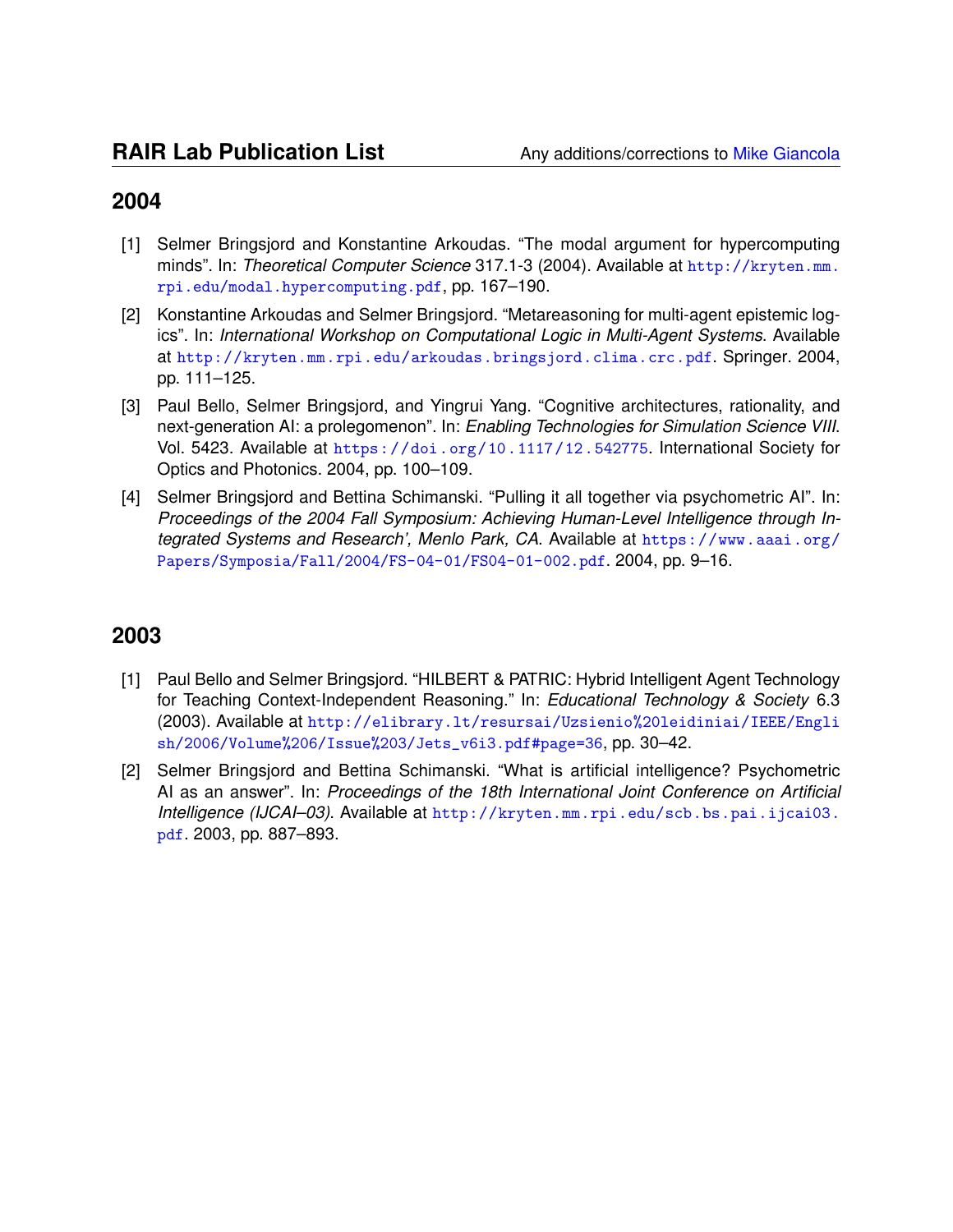## 2004

[1] Selmer Bringsjord and Konstantine Arkoudas. "The modal argument for hypercomputing minds". In: *Theoretical Computer Science* 317.1-3 (2004). Available at http://kryten.mm.rpi.edu/modal.hypercomputing.pdf, pp. 167–190.

[2] Konstantine Arkoudas and Selmer Bringsjord. "Metareasoning for multi-agent epistemic logics". In: *International Workshop on Computational Logic in Multi-Agent Systems*. Available at http://kryten.mm.rpi.edu/arkoudas.bringsjord.clima.crc.pdf. Springer. 2004, pp. 111–125.

[3] Paul Bello, Selmer Bringsjord, and Yingrui Yang. "Cognitive architectures, rationality, and next-generation AI: a prolegomenon". In: *Enabling Technologies for Simulation Science VIII*. Vol. 5423. Available at https://doi.org/10.1117/12.542775. International Society for Optics and Photonics. 2004, pp. 100–109.

[4] Selmer Bringsjord and Bettina Schimanski. "Pulling it all together via psychometric AI". In: *Proceedings of the 2004 Fall Symposium: Achieving Human-Level Intelligence through Integrated Systems and Research', Menlo Park, CA*. Available at https://www.aaai.org/Papers/Symposia/Fall/2004/FS-04-01/FS04-01-002.pdf. 2004, pp. 9–16.

## 2003

[1] Paul Bello and Selmer Bringsjord. "HILBERT & PATRIC: Hybrid Intelligent Agent Technology for Teaching Context-Independent Reasoning." In: *Educational Technology & Society* 6.3 (2003). Available at http://elibrary.lt/resursai/Uzsienio%20leidiniai/IEEE/English/2006/Volume%206/Issue%203/Jets_v6i3.pdf#page=36, pp. 30–42.

[2] Selmer Bringsjord and Bettina Schimanski. "What is artificial intelligence? Psychometric AI as an answer". In: *Proceedings of the 18th International Joint Conference on Artificial Intelligence (IJCAI–03)*. Available at http://kryten.mm.rpi.edu/scb.bs.pai.ijcai03.pdf. 2003, pp. 887–893.